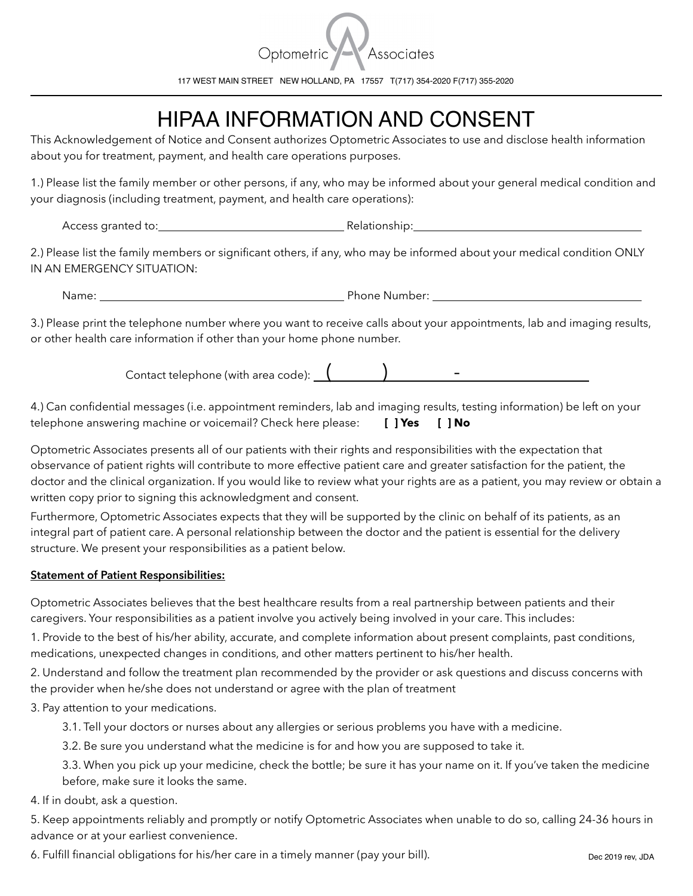Optometric Associates

117 WEST MAIN STREET NEW HOLLAND, PA 17557 T(717) 354-2020 F(717) 355-2020

# HIPAA INFORMATION AND CONSENT

This Acknowledgement of Notice and Consent authorizes Optometric Associates to use and disclose health information about you for treatment, payment, and health care operations purposes.

1.) Please list the family member or other persons, if any, who may be informed about your general medical condition and your diagnosis (including treatment, payment, and health care operations):

Access granted to: ______________________ Relationship: ______________________

2.) Please list the family members or significant others, if any, who may be informed about your medical condition ONLY IN AN EMERGENCY SITUATION:

Name: ______________________ Phone Number: ______________________

3.) Please print the telephone number where you want to receive calls about your appointments, lab and imaging results, or other health care information if other than your home phone number.

Contact telephone (with area code): (          )          -

4.) Can confidential messages (i.e. appointment reminders, lab and imaging results, testing information) be left on your telephone answering machine or voicemail? Check here please: **[ ] Yes [ ] No**

Optometric Associates presents all of our patients with their rights and responsibilities with the expectation that observance of patient rights will contribute to more effective patient care and greater satisfaction for the patient, the doctor and the clinical organization. If you would like to review what your rights are as a patient, you may review or obtain a written copy prior to signing this acknowledgment and consent.

Furthermore, Optometric Associates expects that they will be supported by the clinic on behalf of its patients, as an integral part of patient care. A personal relationship between the doctor and the patient is essential for the delivery structure. We present your responsibilities as a patient below.

**Statement of Patient Responsibilities:**

Optometric Associates believes that the best healthcare results from a real partnership between patients and their caregivers. Your responsibilities as a patient involve you actively being involved in your care. This includes:

1. Provide to the best of his/her ability, accurate, and complete information about present complaints, past conditions, medications, unexpected changes in conditions, and other matters pertinent to his/her health.
2. Understand and follow the treatment plan recommended by the provider or ask questions and discuss concerns with the provider when he/she does not understand or agree with the plan of treatment
3. Pay attention to your medications.
   - 3.1. Tell your doctors or nurses about any allergies or serious problems you have with a medicine.
   - 3.2. Be sure you understand what the medicine is for and how you are supposed to take it.
   - 3.3. When you pick up your medicine, check the bottle; be sure it has your name on it. If you've taken the medicine before, make sure it looks the same.
4. If in doubt, ask a question.
5. Keep appointments reliably and promptly or notify Optometric Associates when unable to do so, calling 24-36 hours in advance or at your earliest convenience.
6. Fulfill financial obligations for his/her care in a timely manner (pay your bill).

Dec 2019 rev, JDA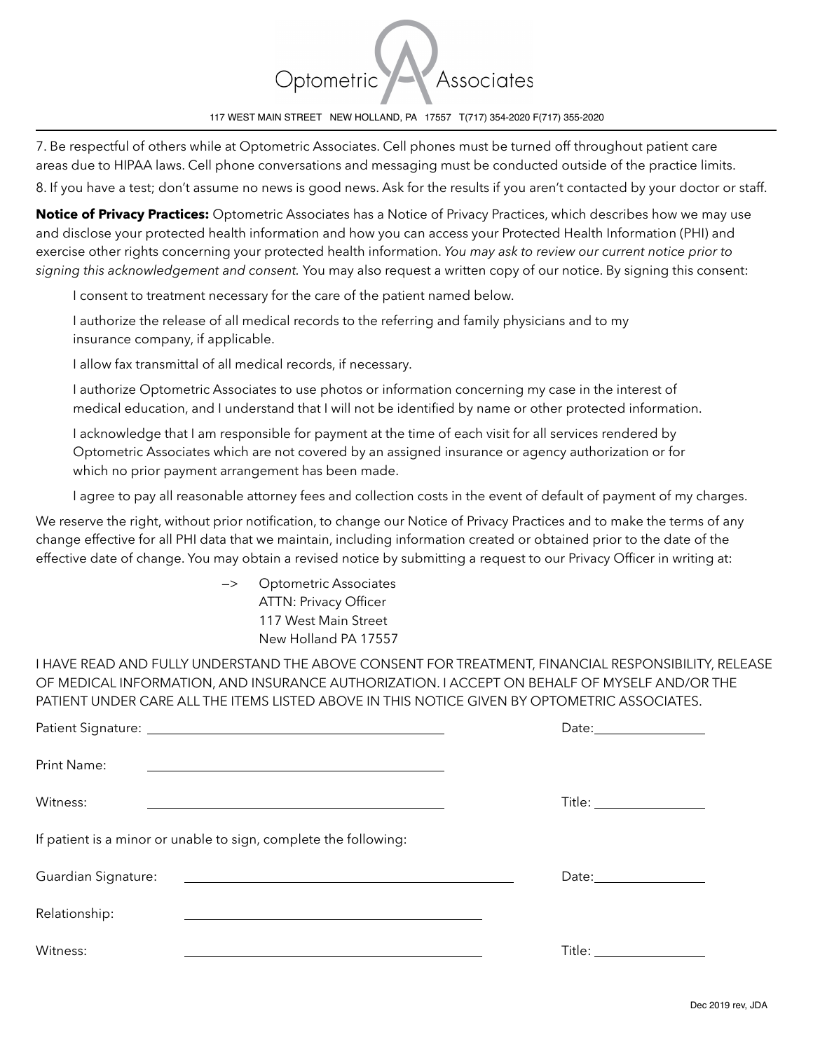Optometric Associates

117 WEST MAIN STREET NEW HOLLAND, PA 17557 T(717) 354-2020 F(717) 355-2020

7. Be respectful of others while at Optometric Associates. Cell phones must be turned off throughout patient care areas due to HIPAA laws. Cell phone conversations and messaging must be conducted outside of the practice limits.
8. If you have a test; don't assume no news is good news. Ask for the results if you aren't contacted by your doctor or staff.

**Notice of Privacy Practices:** Optometric Associates has a Notice of Privacy Practices, which describes how we may use and disclose your protected health information and how you can access your Protected Health Information (PHI) and exercise other rights concerning your protected health information. *You may ask to review our current notice prior to signing this acknowledgement and consent.* You may also request a written copy of our notice. By signing this consent:

I consent to treatment necessary for the care of the patient named below.

I authorize the release of all medical records to the referring and family physicians and to my insurance company, if applicable.

I allow fax transmittal of all medical records, if necessary.

I authorize Optometric Associates to use photos or information concerning my case in the interest of medical education, and I understand that I will not be identified by name or other protected information.

I acknowledge that I am responsible for payment at the time of each visit for all services rendered by Optometric Associates which are not covered by an assigned insurance or agency authorization or for which no prior payment arrangement has been made.

I agree to pay all reasonable attorney fees and collection costs in the event of default of payment of my charges.

We reserve the right, without prior notification, to change our Notice of Privacy Practices and to make the terms of any change effective for all PHI data that we maintain, including information created or obtained prior to the date of the effective date of change. You may obtain a revised notice by submitting a request to our Privacy Officer in writing at:

—> Optometric Associates
ATTN: Privacy Officer
117 West Main Street
New Holland PA 17557

I HAVE READ AND FULLY UNDERSTAND THE ABOVE CONSENT FOR TREATMENT, FINANCIAL RESPONSIBILITY, RELEASE OF MEDICAL INFORMATION, AND INSURANCE AUTHORIZATION. I ACCEPT ON BEHALF OF MYSELF AND/OR THE PATIENT UNDER CARE ALL THE ITEMS LISTED ABOVE IN THIS NOTICE GIVEN BY OPTOMETRIC ASSOCIATES.

Patient Signature: ______________________________ Date: ____________

Print Name: ______________________________

Witness: ______________________________ Title: ____________

If patient is a minor or unable to sign, complete the following:

Guardian Signature: ______________________________ Date: ____________

Relationship: ______________________________

Witness: ______________________________ Title: ____________

Dec 2019 rev, JDA